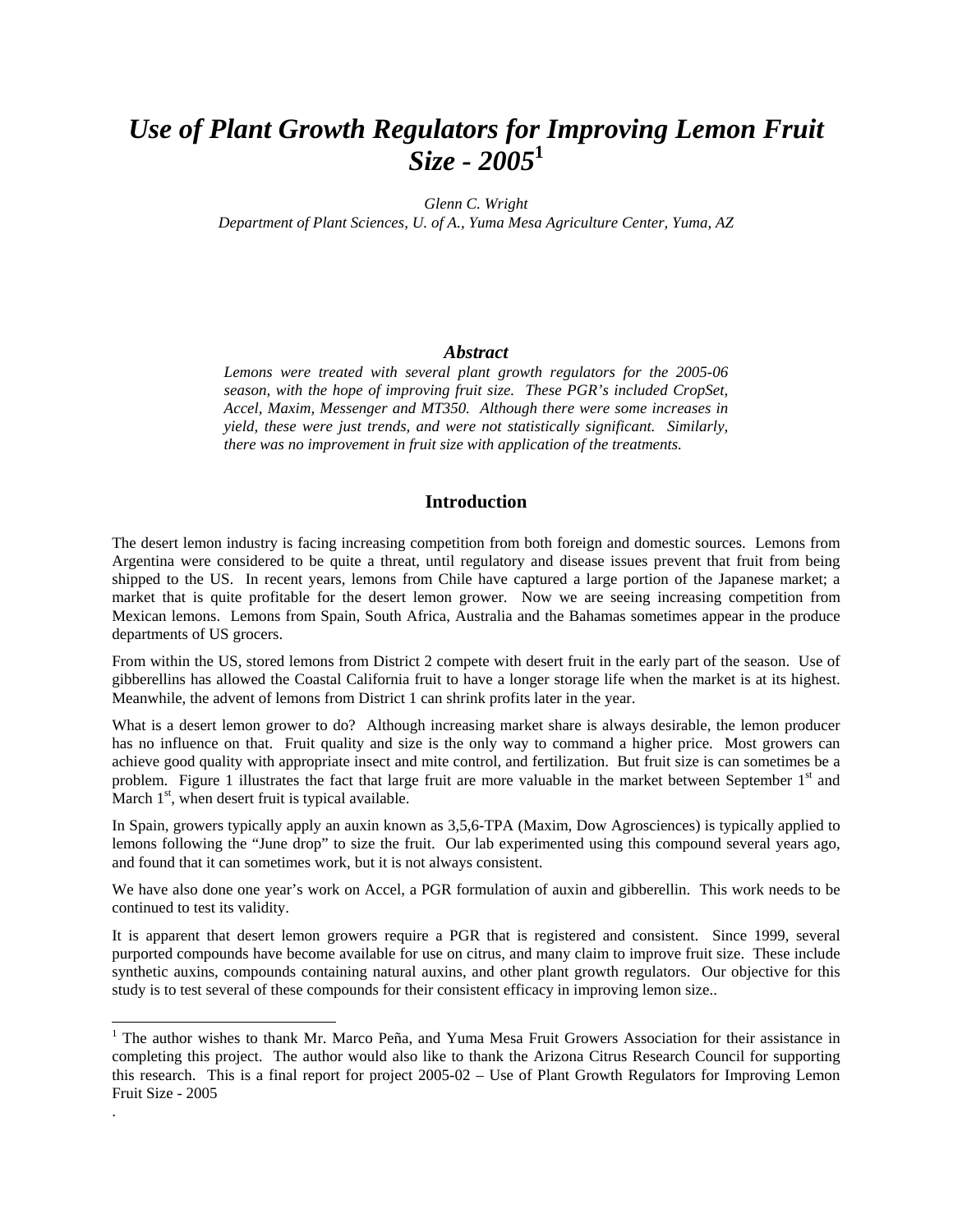# *Use of Plant Growth Regulators for Improving Lemon Fruit Size - 2005*[1]

*Glenn C. Wright*
*Department of Plant Sciences, U. of A., Yuma Mesa Agriculture Center, Yuma, AZ*

## *Abstract*

*Lemons were treated with several plant growth regulators for the 2005-06 season, with the hope of improving fruit size. These PGR's included CropSet, Accel, Maxim, Messenger and MT350. Although there were some increases in yield, these were just trends, and were not statistically significant. Similarly, there was no improvement in fruit size with application of the treatments.*

## Introduction

The desert lemon industry is facing increasing competition from both foreign and domestic sources. Lemons from Argentina were considered to be quite a threat, until regulatory and disease issues prevent that fruit from being shipped to the US. In recent years, lemons from Chile have captured a large portion of the Japanese market; a market that is quite profitable for the desert lemon grower. Now we are seeing increasing competition from Mexican lemons. Lemons from Spain, South Africa, Australia and the Bahamas sometimes appear in the produce departments of US grocers.

From within the US, stored lemons from District 2 compete with desert fruit in the early part of the season. Use of gibberellins has allowed the Coastal California fruit to have a longer storage life when the market is at its highest. Meanwhile, the advent of lemons from District 1 can shrink profits later in the year.

What is a desert lemon grower to do? Although increasing market share is always desirable, the lemon producer has no influence on that. Fruit quality and size is the only way to command a higher price. Most growers can achieve good quality with appropriate insect and mite control, and fertilization. But fruit size is can sometimes be a problem. Figure 1 illustrates the fact that large fruit are more valuable in the market between September 1st and March 1st, when desert fruit is typical available.

In Spain, growers typically apply an auxin known as 3,5,6-TPA (Maxim, Dow Agrosciences) is typically applied to lemons following the "June drop" to size the fruit. Our lab experimented using this compound several years ago, and found that it can sometimes work, but it is not always consistent.

We have also done one year's work on Accel, a PGR formulation of auxin and gibberellin. This work needs to be continued to test its validity.

It is apparent that desert lemon growers require a PGR that is registered and consistent. Since 1999, several purported compounds have become available for use on citrus, and many claim to improve fruit size. These include synthetic auxins, compounds containing natural auxins, and other plant growth regulators. Our objective for this study is to test several of these compounds for their consistent efficacy in improving lemon size..

---

[1] The author wishes to thank Mr. Marco Peña, and Yuma Mesa Fruit Growers Association for their assistance in completing this project. The author would also like to thank the Arizona Citrus Research Council for supporting this research. This is a final report for project 2005-02 – Use of Plant Growth Regulators for Improving Lemon Fruit Size - 2005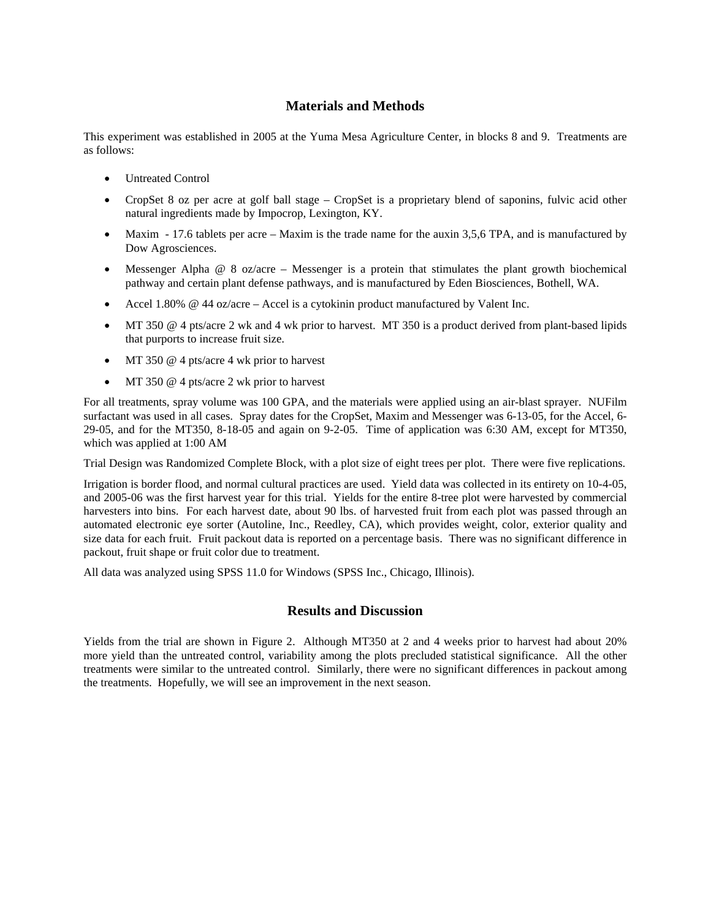## Materials and Methods

This experiment was established in 2005 at the Yuma Mesa Agriculture Center, in blocks 8 and 9. Treatments are as follows:

- Untreated Control
- CropSet 8 oz per acre at golf ball stage – CropSet is a proprietary blend of saponins, fulvic acid other natural ingredients made by Impocrop, Lexington, KY.
- Maxim - 17.6 tablets per acre – Maxim is the trade name for the auxin 3,5,6 TPA, and is manufactured by Dow Agrosciences.
- Messenger Alpha @ 8 oz/acre – Messenger is a protein that stimulates the plant growth biochemical pathway and certain plant defense pathways, and is manufactured by Eden Biosciences, Bothell, WA.
- Accel 1.80% @ 44 oz/acre – Accel is a cytokinin product manufactured by Valent Inc.
- MT 350 @ 4 pts/acre 2 wk and 4 wk prior to harvest. MT 350 is a product derived from plant-based lipids that purports to increase fruit size.
- MT 350 @ 4 pts/acre 4 wk prior to harvest
- MT 350 @ 4 pts/acre 2 wk prior to harvest

For all treatments, spray volume was 100 GPA, and the materials were applied using an air-blast sprayer. NUFilm surfactant was used in all cases. Spray dates for the CropSet, Maxim and Messenger was 6-13-05, for the Accel, 6-29-05, and for the MT350, 8-18-05 and again on 9-2-05. Time of application was 6:30 AM, except for MT350, which was applied at 1:00 AM

Trial Design was Randomized Complete Block, with a plot size of eight trees per plot. There were five replications.

Irrigation is border flood, and normal cultural practices are used. Yield data was collected in its entirety on 10-4-05, and 2005-06 was the first harvest year for this trial. Yields for the entire 8-tree plot were harvested by commercial harvesters into bins. For each harvest date, about 90 lbs. of harvested fruit from each plot was passed through an automated electronic eye sorter (Autoline, Inc., Reedley, CA), which provides weight, color, exterior quality and size data for each fruit. Fruit packout data is reported on a percentage basis. There was no significant difference in packout, fruit shape or fruit color due to treatment.

All data was analyzed using SPSS 11.0 for Windows (SPSS Inc., Chicago, Illinois).

## Results and Discussion

Yields from the trial are shown in Figure 2. Although MT350 at 2 and 4 weeks prior to harvest had about 20% more yield than the untreated control, variability among the plots precluded statistical significance. All the other treatments were similar to the untreated control. Similarly, there were no significant differences in packout among the treatments. Hopefully, we will see an improvement in the next season.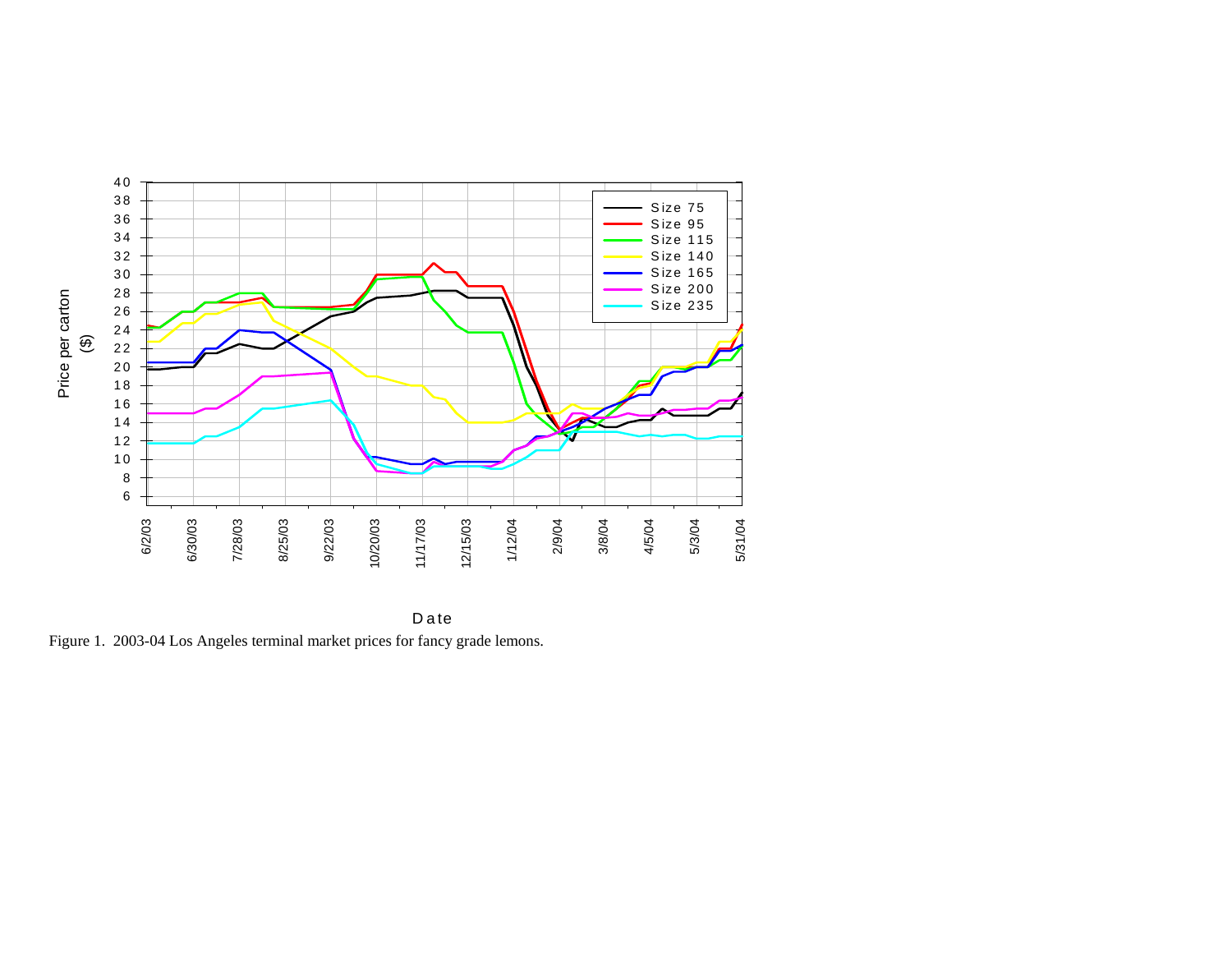Figure 1. 2003-04 Los Angeles terminal market prices for fancy grade lemons.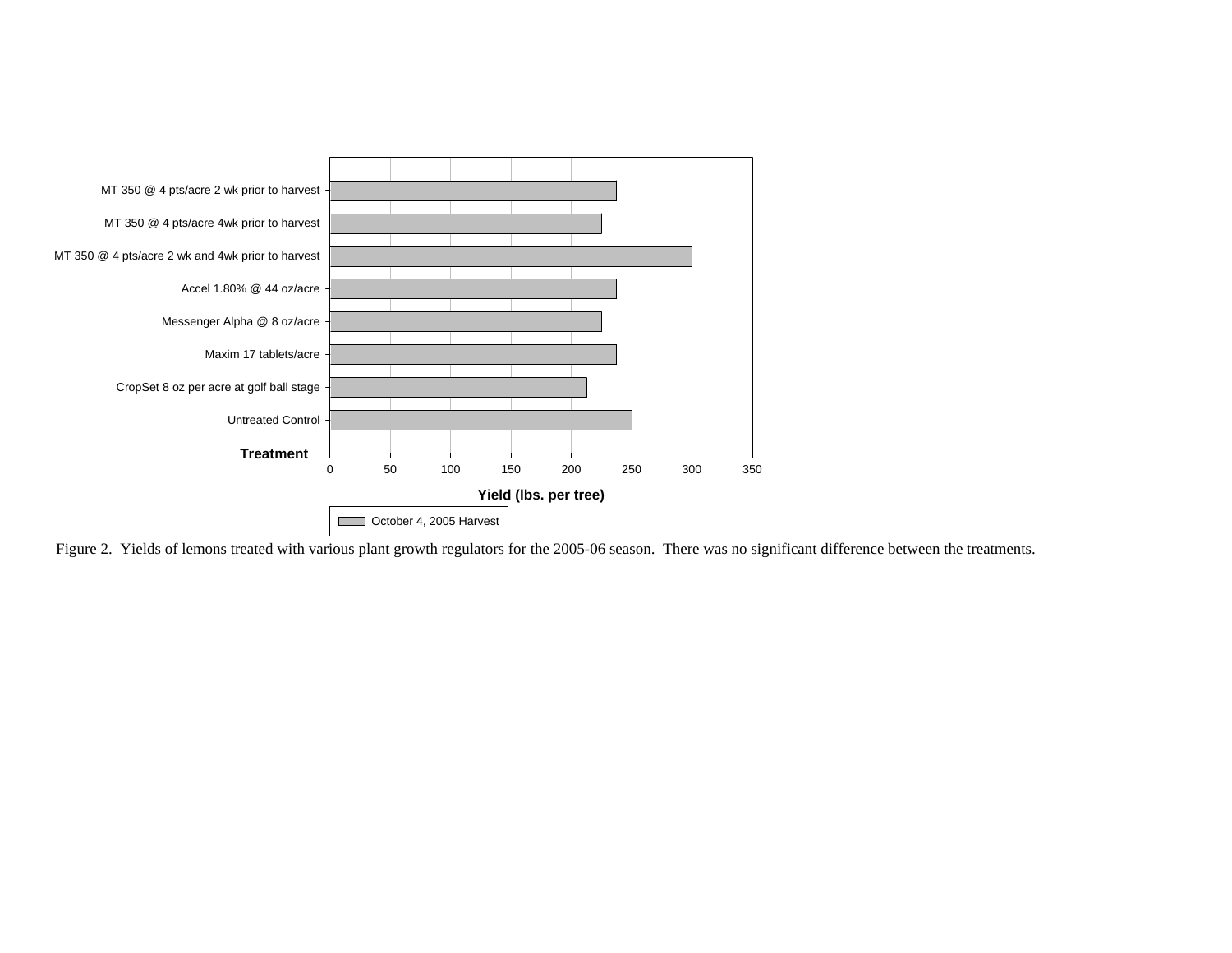MT 350 @ 4 pts/acre 2 wk prior to harvest

MT 350 @ 4 pts/acre 4wk prior to harvest

MT 350 @ 4 pts/acre 2 wk and 4wk prior to harvest

Accel 1.80% @ 44 oz/acre

Messenger Alpha @ 8 oz/acre

Maxim 17 tablets/acre

CropSet 8 oz per acre at golf ball stage

Untreated Control

**Treatment**

0 50 100 150 200 250 300 350

**Yield (lbs. per tree)**

October 4, 2005 Harvest

Figure 2. Yields of lemons treated with various plant growth regulators for the 2005-06 season. There was no significant difference between the treatments.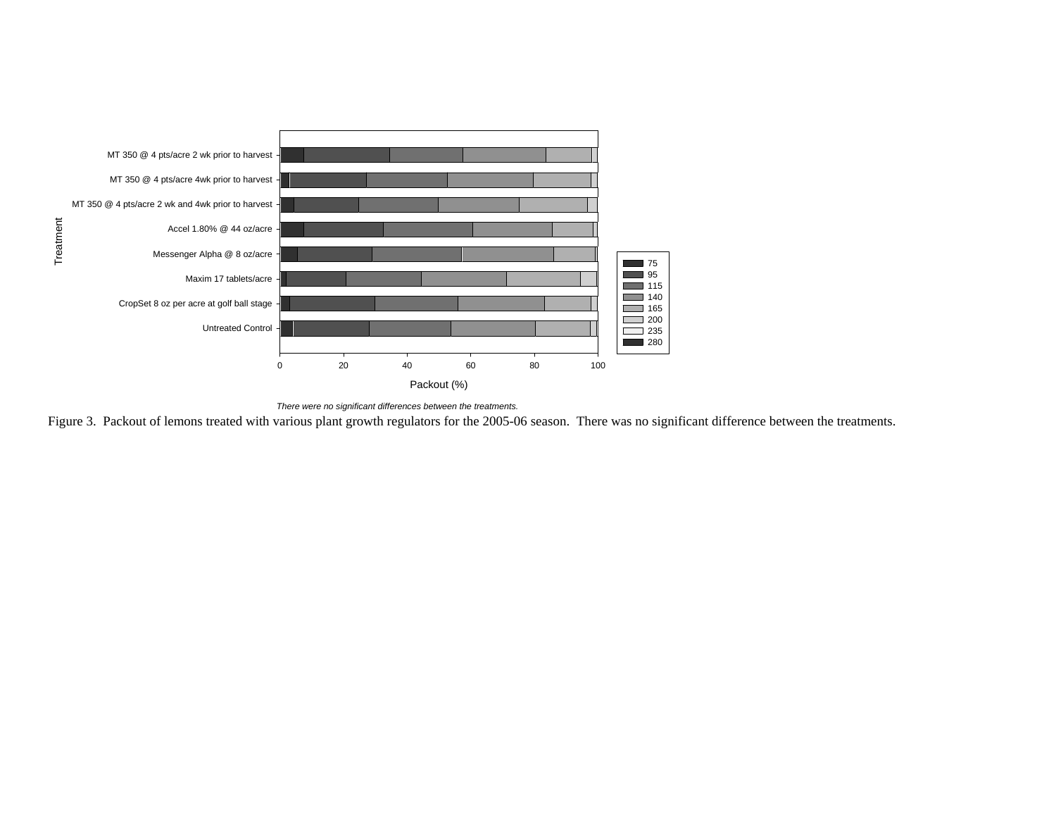MT 350 @ 4 pts/acre 2 wk prior to harvest

MT 350 @ 4 pts/acre 4wk prior to harvest

MT 350 @ 4 pts/acre 2 wk and 4wk prior to harvest

Accel 1.80% @ 44 oz/acre

Messenger Alpha @ 8 oz/acre

Maxim 17 tablets/acre

CropSet 8 oz per acre at golf ball stage

Untreated Control

Treatment

0 20 40 60 80 100

Packout (%)

75
95
115
140
165
200
235
280

*There were no significant differences between the treatments.*

Figure 3. Packout of lemons treated with various plant growth regulators for the 2005-06 season. There was no significant difference between the treatments.